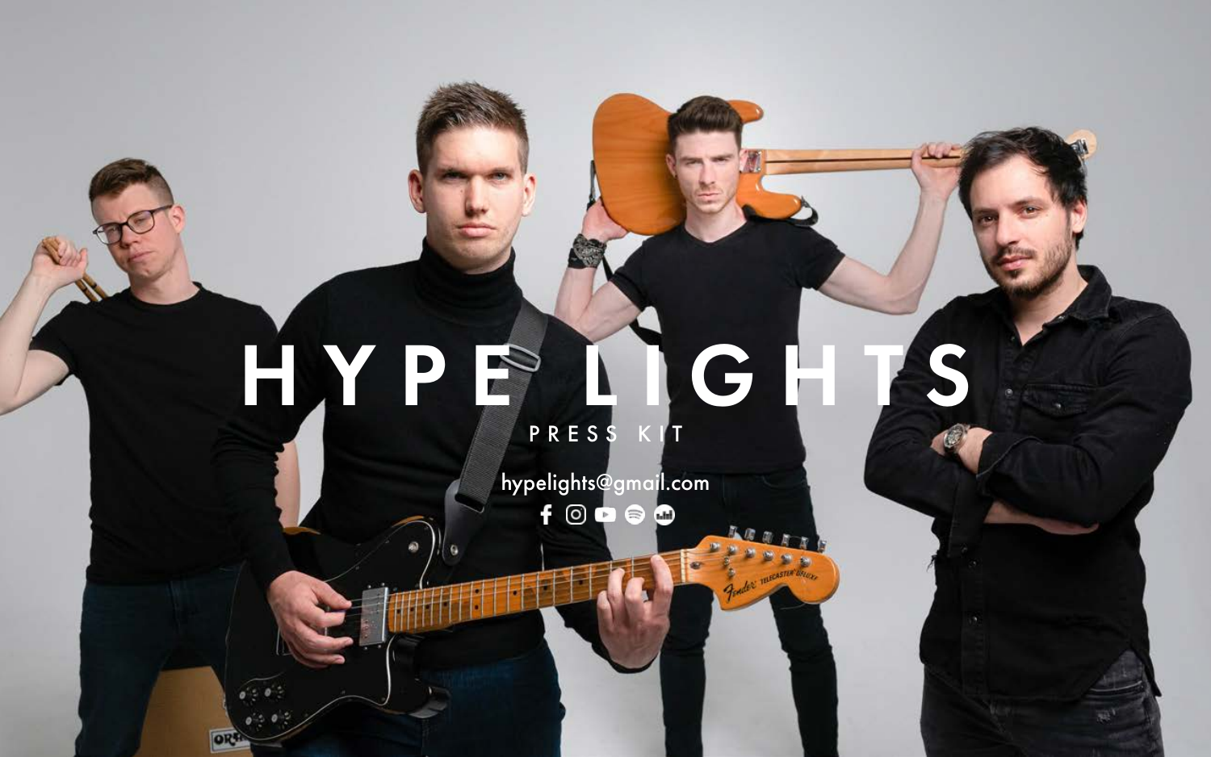# HYPE LIGHTS

PRESS KIT

hypelights@gmail.com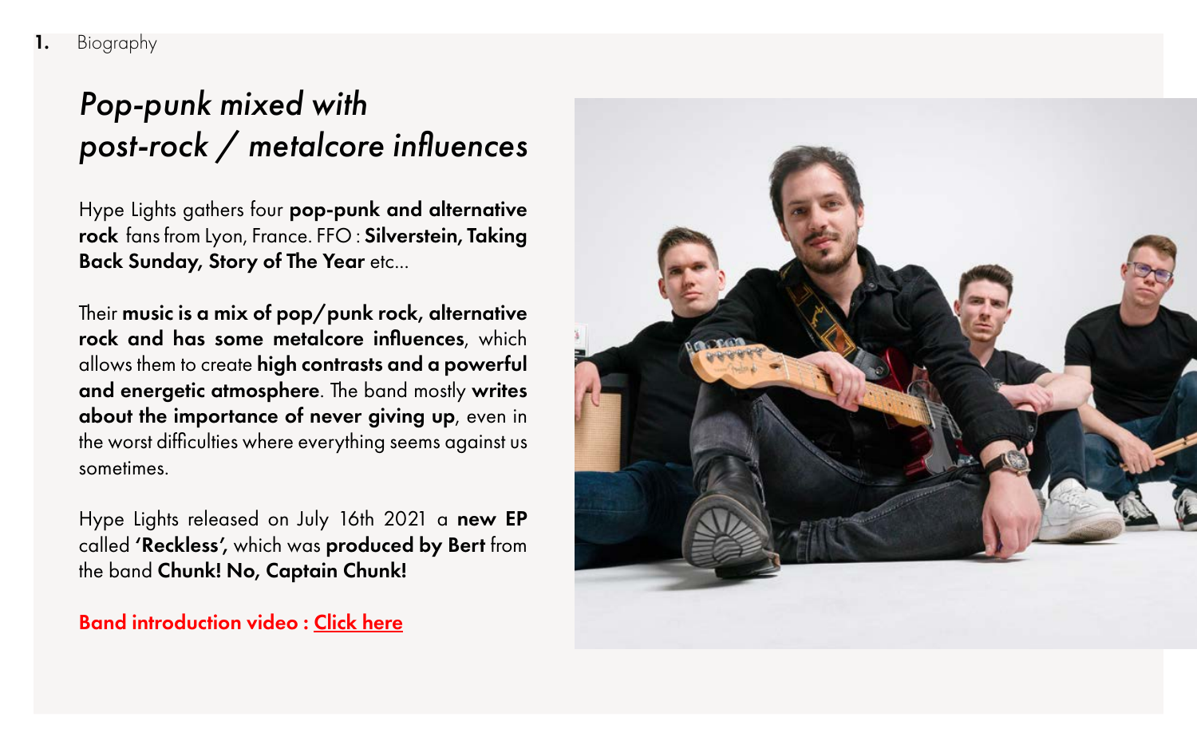**1.** Biography

## *Pop-punk mixed with post-rock / metalcore influences*

Hype Lights gathers four **pop-punk and alternative rock** fans from Lyon, France. FFO : **Silverstein, Taking Back Sunday, Story of The Year** etc...

Their **music is a mix of pop/punk rock, alternative rock and has some metalcore influences**, which allows them to create **high contrasts and a powerful and energetic atmosphere**. The band mostly **writes about the importance of never giving up**, even in the worst difficulties where everything seems against us sometimes.

Hype Lights released on July 16th 2021 a **new EP** called **'Reckless',** which was **produced by Bert** from the band **Chunk! No, Captain Chunk!**

**Band introduction video : Click here**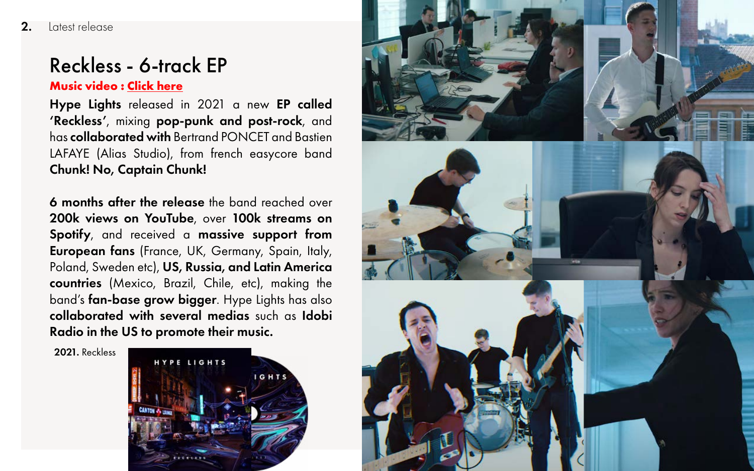**2.** Latest release

# Reckless - 6-track EP

**Music video : Click here**

**Hype Lights** released in 2021 a new **EP called 'Reckless'**, mixing **pop-punk and post-rock**, and has **collaborated with** Bertrand PONCET and Bastien LAFAYE (Alias Studio), from french easycore band **Chunk! No, Captain Chunk!**

**6 months after the release** the band reached over **200k views on YouTube**, over **100k streams on Spotify**, and received a **massive support from European fans** (France, UK, Germany, Spain, Italy, Poland, Sweden etc), **US, Russia, and Latin America countries** (Mexico, Brazil, Chile, etc), making the band's **fan-base grow bigger**. Hype Lights has also **collaborated with several medias** such as **Idobi Radio in the US to promote their music.**

**2021.** Reckless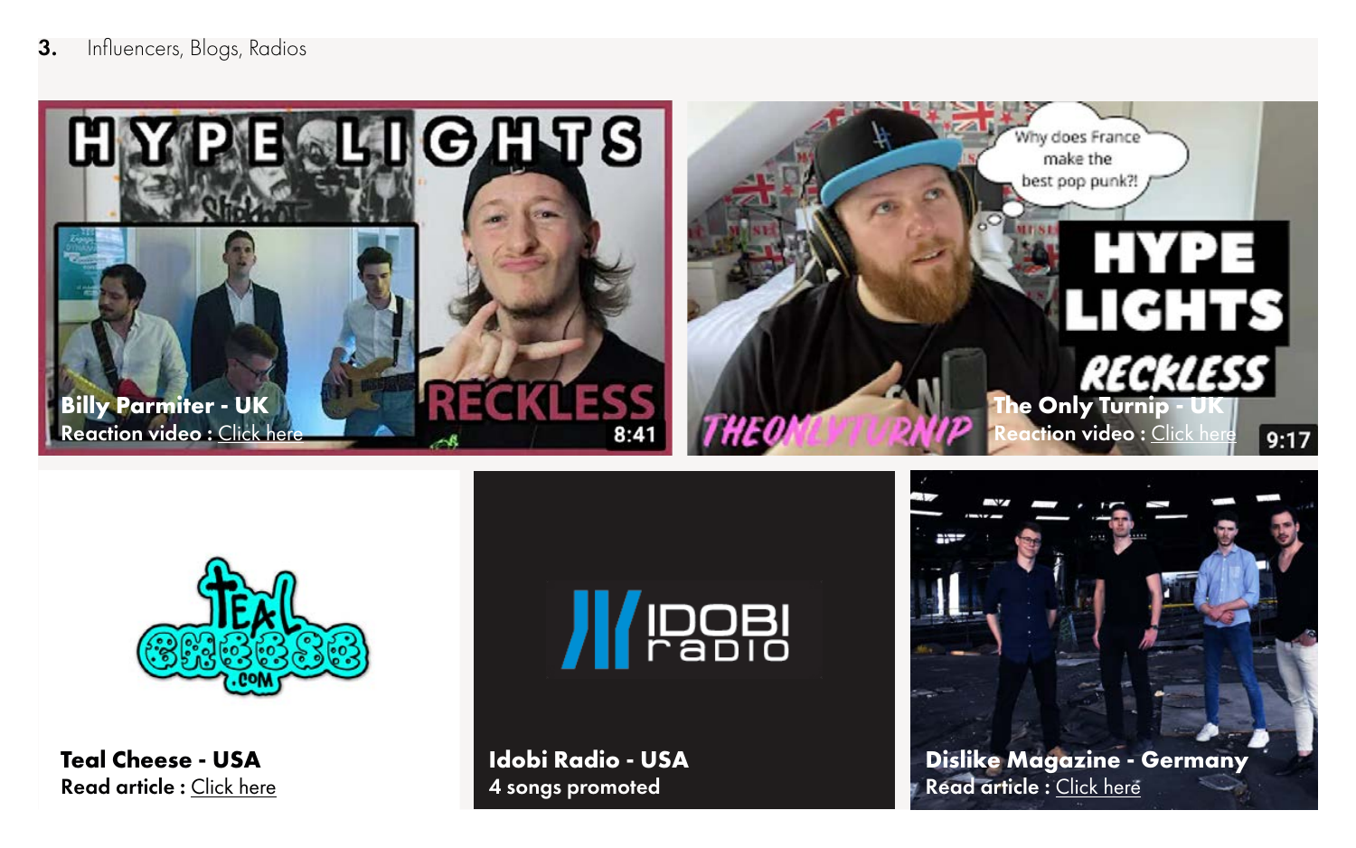3. Influencers, Blogs, Radios

**Billy Parmiter - UK**
**Reaction video :** Click here

**The Only Turnip - UK**
**Reaction video :** Click here

**Teal Cheese - USA**
**Read article :** Click here

**Idobi Radio - USA**
**4 songs promoted**

**Dislike Magazine - Germany**
**Read article :** Click here